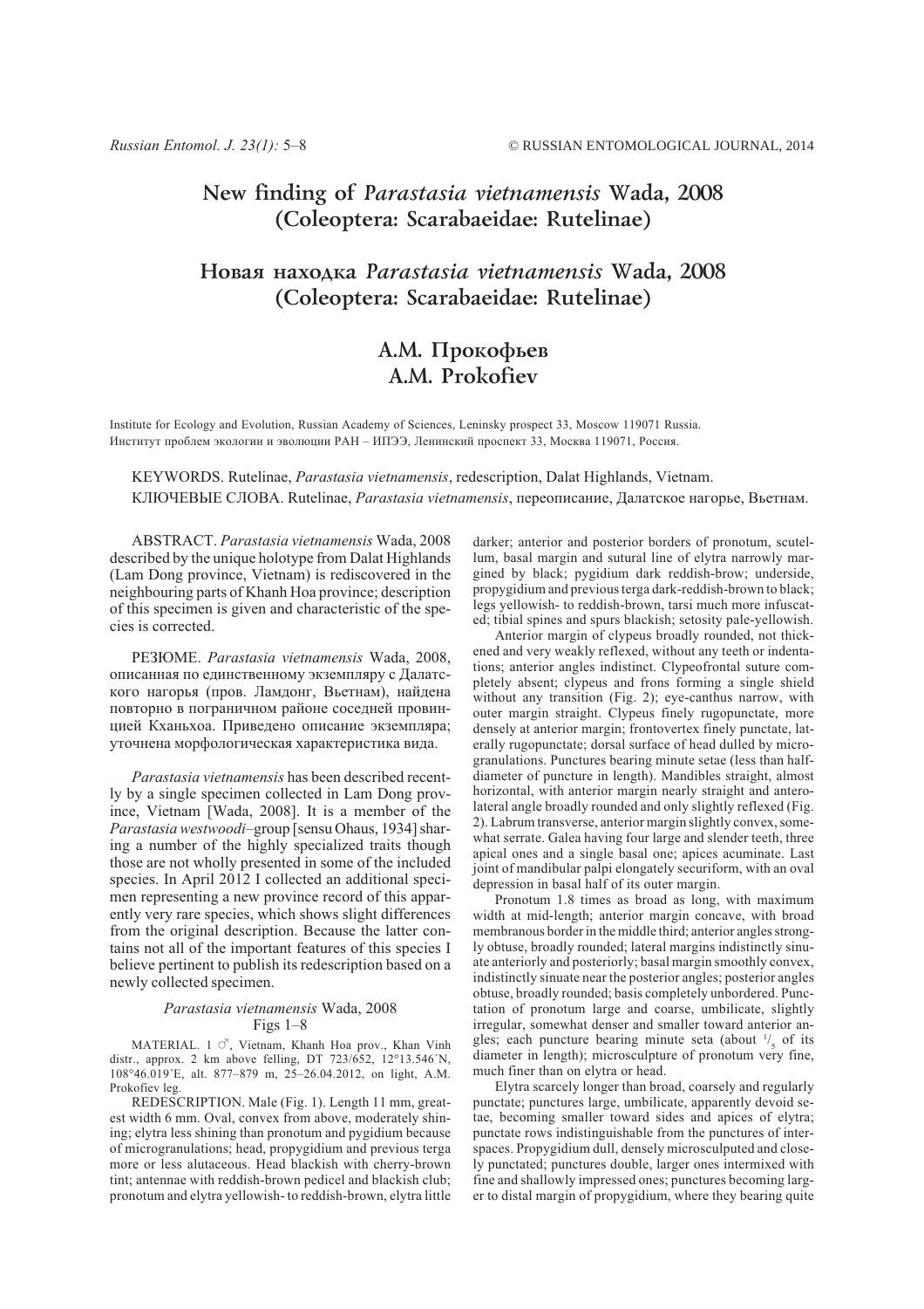# New finding of *Parastasia vietnamensis* Wada, 2008 (Coleoptera: Scarabaeidae: Rutelinae)

# Новая находка *Parastasia vietnamensis* Wada, 2008 (Coleoptera: Scarabaeidae: Rutelinae)

## А.М. Прокофьев
## A.M. Prokofiev

Institute for Ecology and Evolution, Russian Academy of Sciences, Leninsky prospect 33, Moscow 119071 Russia.
Институт проблем экологии и эволюции РАН – ИПЭЭ, Ленинский проспект 33, Москва 119071, Россия.

KEYWORDS. Rutelinae, *Parastasia vietnamensis*, redescription, Dalat Highlands, Vietnam.
КЛЮЧЕВЫЕ СЛОВА. Rutelinae, *Parastasia vietnamensis*, переописание, Далатское нагорье, Вьетнам.

ABSTRACT. *Parastasia vietnamensis* Wada, 2008 described by the unique holotype from Dalat Highlands (Lam Dong province, Vietnam) is rediscovered in the neighbouring parts of Khanh Hoa province; description of this specimen is given and characteristic of the species is corrected.

РЕЗЮМЕ. *Parastasia vietnamensis* Wada, 2008, описанная по единственному экземпляру с Далатского нагорья (пров. Ламдонг, Вьетнам), найдена повторно в пограничном районе соседней провинцией Кханьхоа. Приведено описание экземпляра; уточнена морфологическая характеристика вида.

*Parastasia vietnamensis* has been described recently by a single specimen collected in Lam Dong province, Vietnam [Wada, 2008]. It is a member of the *Parastasia westwoodi*–group [sensu Ohaus, 1934] sharing a number of the highly specialized traits though those are not wholly presented in some of the included species. In April 2012 I collected an additional specimen representing a new province record of this apparently very rare species, which shows slight differences from the original description. Because the latter contains not all of the important features of this species I believe pertinent to publish its redescription based on a newly collected specimen.

### *Parastasia vietnamensis* Wada, 2008
Figs 1–8

MATERIAL. 1 ♂, Vietnam, Khanh Hoa prov., Khan Vinh distr., approx. 2 km above felling, DT 723/652, 12°13.546´N, 108°46.019´E, alt. 877–879 m, 25–26.04.2012, on light, A.M. Prokofiev leg.

REDESCRIPTION. Male (Fig. 1). Length 11 mm, greatest width 6 mm. Oval, convex from above, moderately shining; elytra less shining than pronotum and pygidium because of microgranulations; head, propygidium and previous terga more or less alutaceous. Head blackish with cherry-brown tint; antennae with reddish-brown pedicel and blackish club; pronotum and elytra yellowish- to reddish-brown, elytra little darker; anterior and posterior borders of pronotum, scutellum, basal margin and sutural line of elytra narrowly margined by black; pygidium dark reddish-brow; underside, propygidium and previous terga dark-reddish-brown to black; legs yellowish- to reddish-brown, tarsi much more infuscated; tibial spines and spurs blackish; setosity pale-yellowish.

Anterior margin of clypeus broadly rounded, not thickened and very weakly reflexed, without any teeth or indentations; anterior angles indistinct. Clypeofrontal suture completely absent; clypeus and frons forming a single shield without any transition (Fig. 2); eye-canthus narrow, with outer margin straight. Clypeus finely rugopunctate, more densely at anterior margin; frontovertex finely punctate, laterally rugopunctate; dorsal surface of head dulled by microgranulations. Punctures bearing minute setae (less than half-diameter of puncture in length). Mandibles straight, almost horizontal, with anterior margin nearly straight and anterolateral angle broadly rounded and only slightly reflexed (Fig. 2). Labrum transverse, anterior margin slightly convex, somewhat serrate. Galea having four large and slender teeth, three apical ones and a single basal one; apices acuminate. Last joint of mandibular palpi elongately securiform, with an oval depression in basal half of its outer margin.

Pronotum 1.8 times as broad as long, with maximum width at mid-length; anterior margin concave, with broad membranous border in the middle third; anterior angles strongly obtuse, broadly rounded; lateral margins indistinctly sinuate anteriorly and posteriorly; basal margin smoothly convex, indistinctly sinuate near the posterior angles; posterior angles obtuse, broadly rounded; basis completely unbordered. Punctation of pronotum large and coarse, umbilicate, slightly irregular, somewhat denser and smaller toward anterior angles; each puncture bearing minute seta (about 1/5 of its diameter in length); microsculpture of pronotum very fine, much finer than on elytra or head.

Elytra scarcely longer than broad, coarsely and regularly punctate; punctures large, umbilicate, apparently devoid setae, becoming smaller toward sides and apices of elytra; punctate rows indistinguishable from the punctures of interspaces. Propygidium dull, densely microsculputed and closely punctated; punctures double, larger ones intermixed with fine and shallowly impressed ones; punctures becoming larger to distal margin of propygidium, where they bearing quite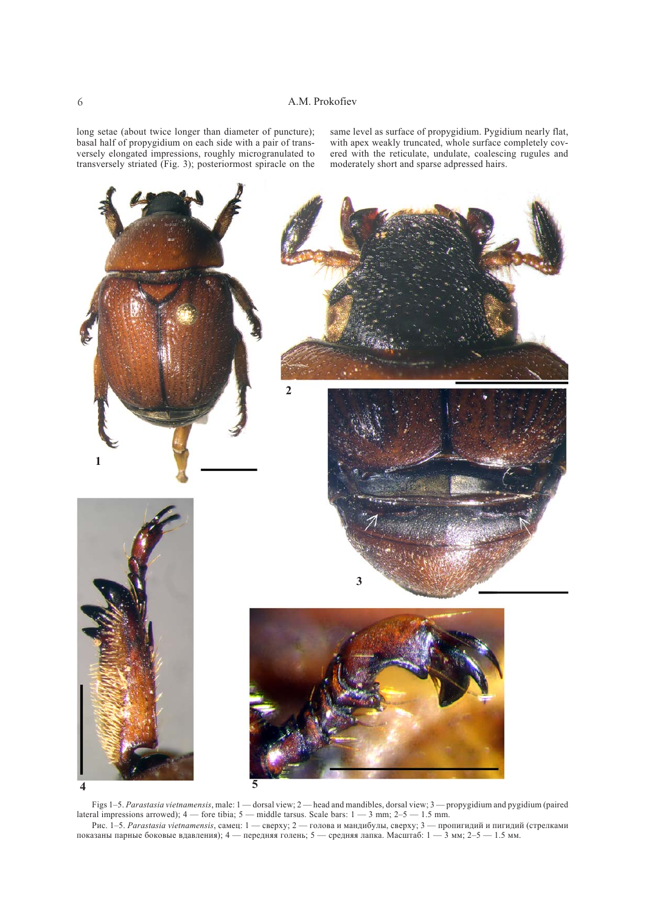long setae (about twice longer than diameter of puncture); basal half of propygidium on each side with a pair of transversely elongated impressions, roughly microgranulated to transversely striated (Fig. 3); posteriormost spiracle on the same level as surface of propygidium. Pygidium nearly flat, with apex weakly truncated, whole surface completely covered with the reticulate, undulate, coalescing rugules and moderately short and sparse adpressed hairs.

Figs 1–5. *Parastasia vietnamensis*, male: 1 — dorsal view; 2 — head and mandibles, dorsal view; 3 — propygidium and pygidium (paired lateral impressions arrowed); 4 — fore tibia; 5 — middle tarsus. Scale bars: 1 — 3 mm; 2–5 — 1.5 mm.

Рис. 1–5. *Parastasia vietnamensis*, самец: 1 — сверху; 2 — голова и мандибулы, сверху; 3 — пропигидий и пигидий (стрелками показаны парные боковые вдавления); 4 — передняя голень; 5 — средняя лапка. Масштаб: 1 — 3 мм; 2–5 — 1.5 мм.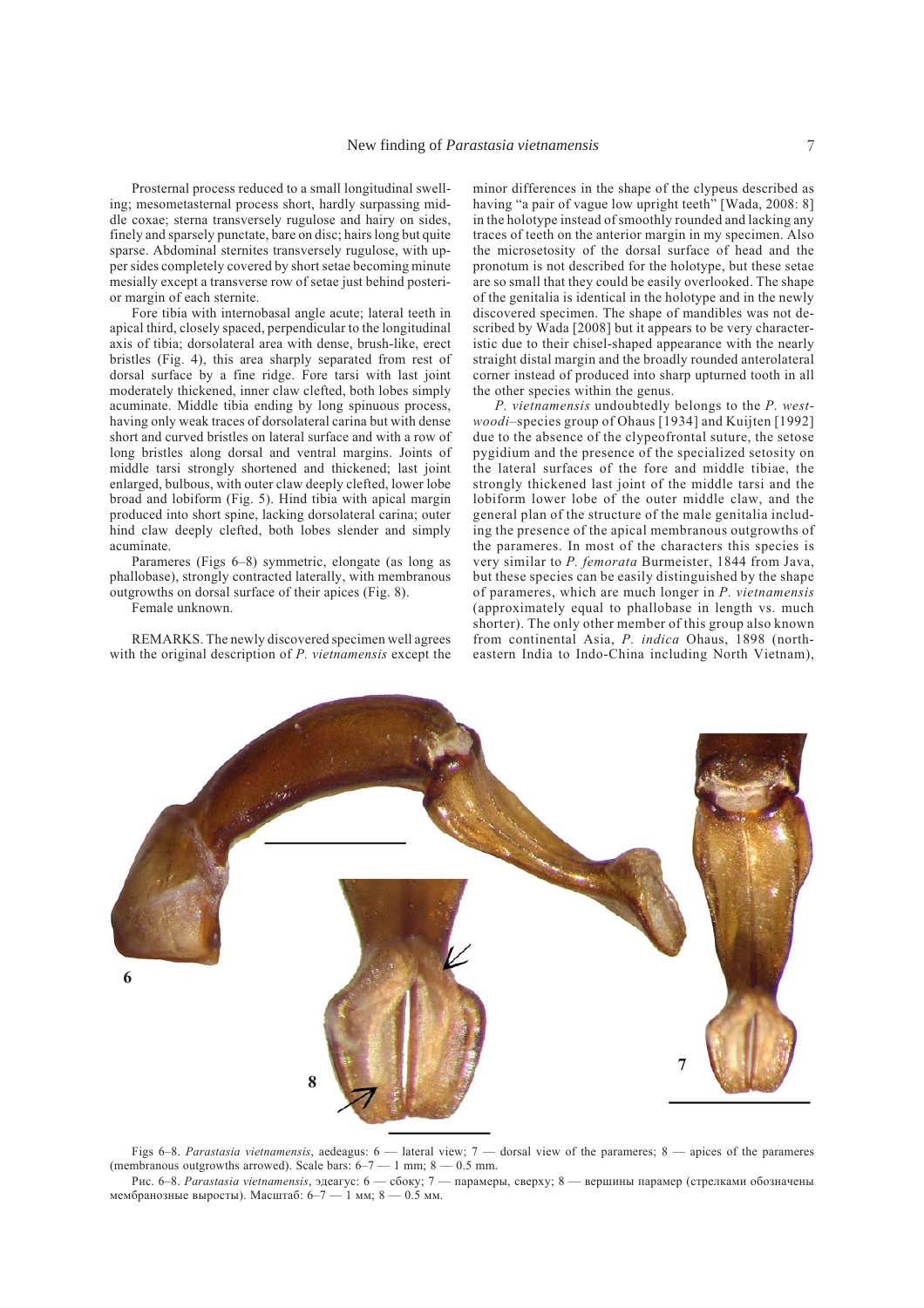Prosternal process reduced to a small longitudinal swelling; mesometasternal process short, hardly surpassing middle coxae; sterna transversely rugulose and hairy on sides, finely and sparsely punctate, bare on disc; hairs long but quite sparse. Abdominal sternites transversely rugulose, with upper sides completely covered by short setae becoming minute mesially except a transverse row of setae just behind posterior margin of each sternite.

Fore tibia with internobasal angle acute; lateral teeth in apical third, closely spaced, perpendicular to the longitudinal axis of tibia; dorsolateral area with dense, brush-like, erect bristles (Fig. 4), this area sharply separated from rest of dorsal surface by a fine ridge. Fore tarsi with last joint moderately thickened, inner claw clefted, both lobes simply acuminate. Middle tibia ending by long spinuous process, having only weak traces of dorsolateral carina but with dense short and curved bristles on lateral surface and with a row of long bristles along dorsal and ventral margins. Joints of middle tarsi strongly shortened and thickened; last joint enlarged, bulbous, with outer claw deeply clefted, lower lobe broad and lobiform (Fig. 5). Hind tibia with apical margin produced into short spine, lacking dorsolateral carina; outer hind claw deeply clefted, both lobes slender and simply acuminate.

Parameres (Figs 6–8) symmetric, elongate (as long as phallobase), strongly contracted laterally, with membranous outgrowths on dorsal surface of their apices (Fig. 8).

Female unknown.

REMARKS. The newly discovered specimen well agrees with the original description of *P. vietnamensis* except the minor differences in the shape of the clypeus described as having "a pair of vague low upright teeth" [Wada, 2008: 8] in the holotype instead of smoothly rounded and lacking any traces of teeth on the anterior margin in my specimen. Also the microsetosity of the dorsal surface of head and the pronotum is not described for the holotype, but these setae are so small that they could be easily overlooked. The shape of the genitalia is identical in the holotype and in the newly discovered specimen. The shape of mandibles was not described by Wada [2008] but it appears to be very characteristic due to their chisel-shaped appearance with the nearly straight distal margin and the broadly rounded anterolateral corner instead of produced into sharp upturned tooth in all the other species within the genus.

*P. vietnamensis* undoubtedly belongs to the *P. westwoodi*–species group of Ohaus [1934] and Kuijten [1992] due to the absence of the clypeofrontal suture, the setose pygidium and the presence of the specialized setosity on the lateral surfaces of the fore and middle tibiae, the strongly thickened last joint of the middle tarsi and the lobiform lower lobe of the outer middle claw, and the general plan of the structure of the male genitalia including the presence of the apical membranous outgrowths of the parameres. In most of the characters this species is very similar to *P. femorata* Burmeister, 1844 from Java, but these species can be easily distinguished by the shape of parameres, which are much longer in *P. vietnamensis* (approximately equal to phallobase in length vs. much shorter). The only other member of this group also known from continental Asia, *P. indica* Ohaus, 1898 (northeastern India to Indo-China including North Vietnam),

Figs 6–8. *Parastasia vietnamensis*, aedeagus: 6 — lateral view; 7 — dorsal view of the parameres; 8 — apices of the parameres (membranous outgrowths arrowed). Scale bars: 6–7 — 1 mm; 8 — 0.5 mm.

Рис. 6–8. *Parastasia vietnamensis*, эдеагус: 6 — сбоку; 7 — парамеры, сверху; 8 — вершины парамер (стрелками обозначены мембранозные выросты). Масштаб: 6–7 — 1 мм; 8 — 0.5 мм.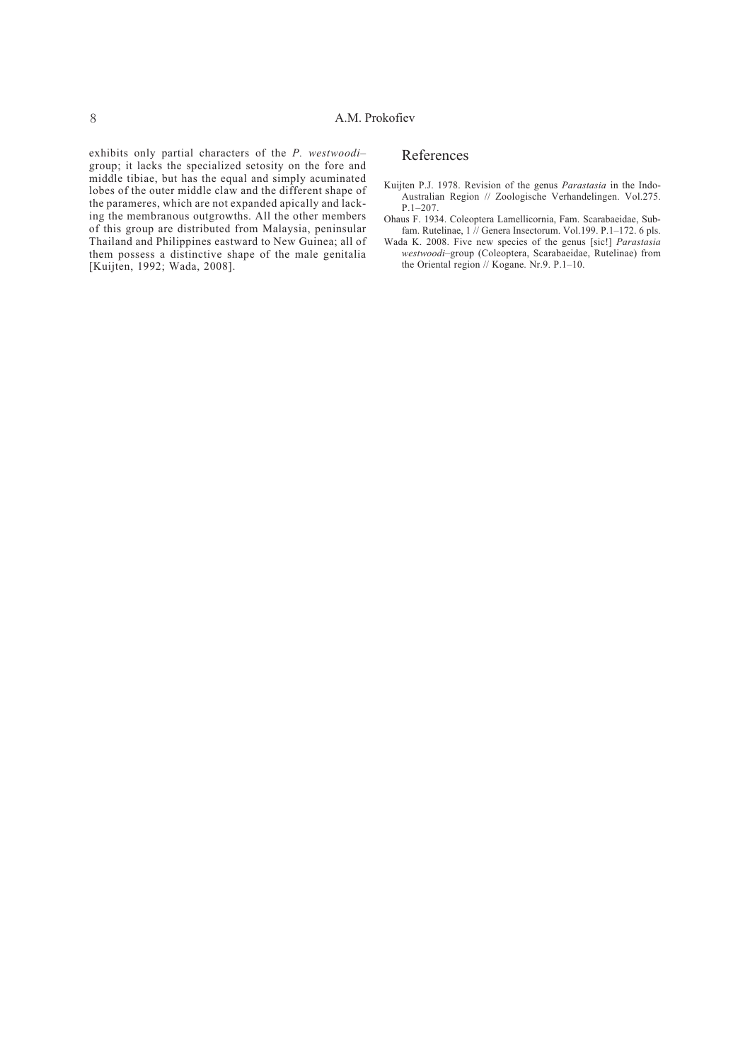exhibits only partial characters of the *P. westwoodi*–group; it lacks the specialized setosity on the fore and middle tibiae, but has the equal and simply acuminated lobes of the outer middle claw and the different shape of the parameres, which are not expanded apically and lacking the membranous outgrowths. All the other members of this group are distributed from Malaysia, peninsular Thailand and Philippines eastward to New Guinea; all of them possess a distinctive shape of the male genitalia [Kuijten, 1992; Wada, 2008].

## References

Kuijten P.J. 1978. Revision of the genus *Parastasia* in the Indo-Australian Region // Zoologische Verhandelingen. Vol.275. P.1–207.

Ohaus F. 1934. Coleoptera Lamellicornia, Fam. Scarabaeidae, Subfam. Rutelinae, 1 // Genera Insectorum. Vol.199. P.1–172. 6 pls.

Wada K. 2008. Five new species of the genus [sic!] *Parastasia westwoodi*–group (Coleoptera, Scarabaeidae, Rutelinae) from the Oriental region // Kogane. Nr.9. P.1–10.